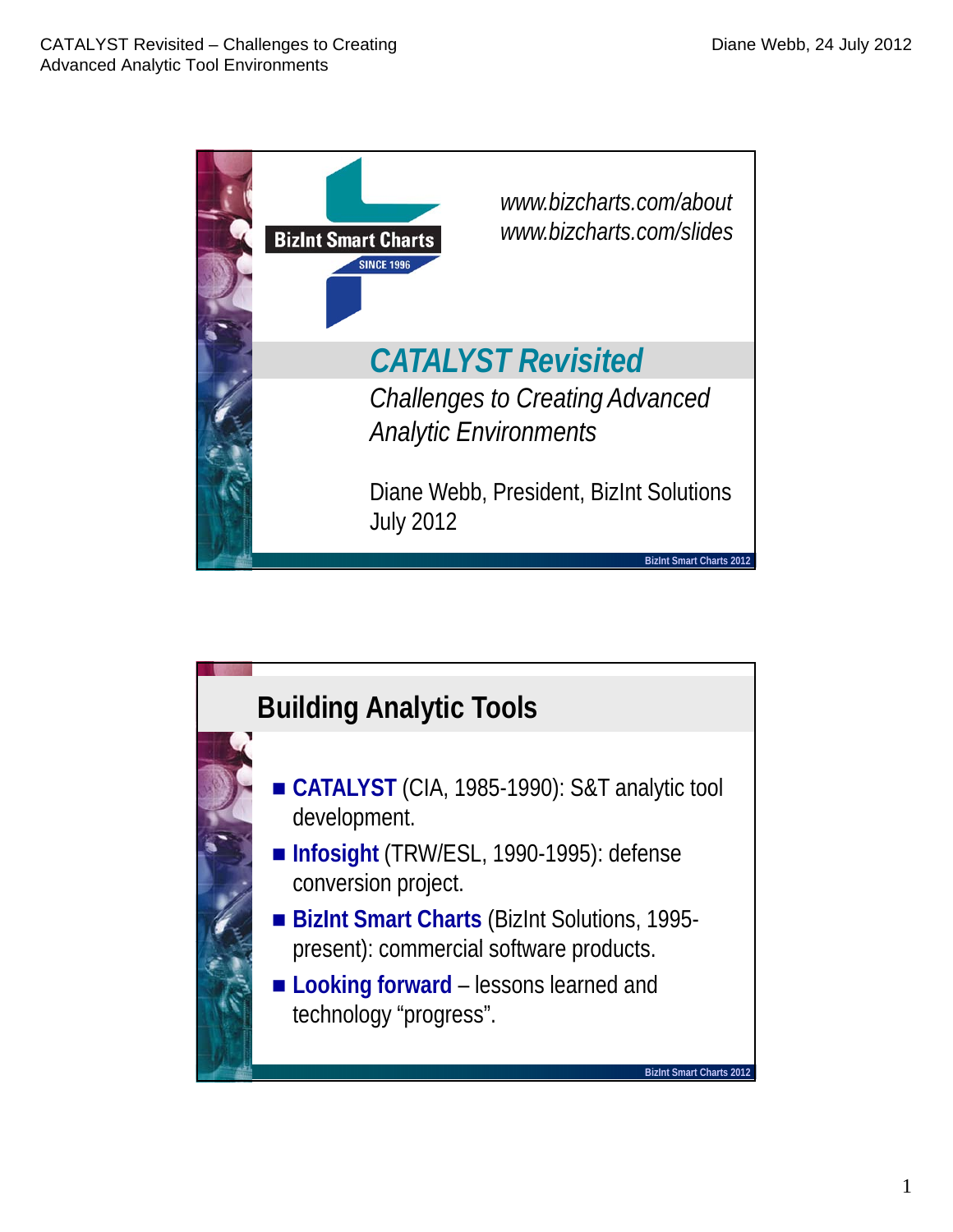BizInt Smart Charts
SINCE 1996

*www.bizcharts.com/about*
*www.bizcharts.com/slides*

# *CATALYST Revisited*

*Challenges to Creating Advanced Analytic Environments*

Diane Webb, President, BizInt Solutions
July 2012

BizInt Smart Charts 2012

## Building Analytic Tools

- **CATALYST** (CIA, 1985-1990): S&T analytic tool development.
- **Infosight** (TRW/ESL, 1990-1995): defense conversion project.
- **BizInt Smart Charts** (BizInt Solutions, 1995-present): commercial software products.
- **Looking forward** – lessons learned and technology “progress”.

BizInt Smart Charts 2012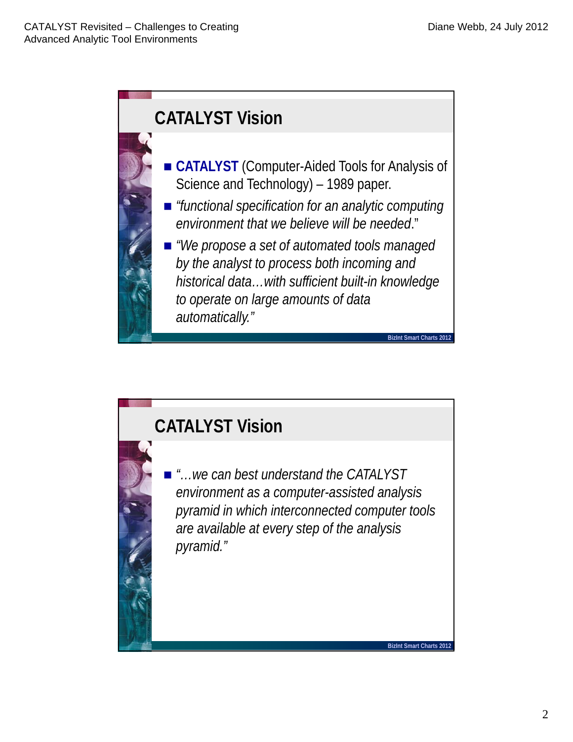## CATALYST Vision

- **CATALYST** (Computer-Aided Tools for Analysis of Science and Technology) – 1989 paper.
- *"functional specification for an analytic computing environment that we believe will be needed.*"
- *"We propose a set of automated tools managed by the analyst to process both incoming and historical data…with sufficient built-in knowledge to operate on large amounts of data automatically."*

BizInt Smart Charts 2012

## CATALYST Vision

- *"…we can best understand the CATALYST environment as a computer-assisted analysis pyramid in which interconnected computer tools are available at every step of the analysis pyramid."*

BizInt Smart Charts 2012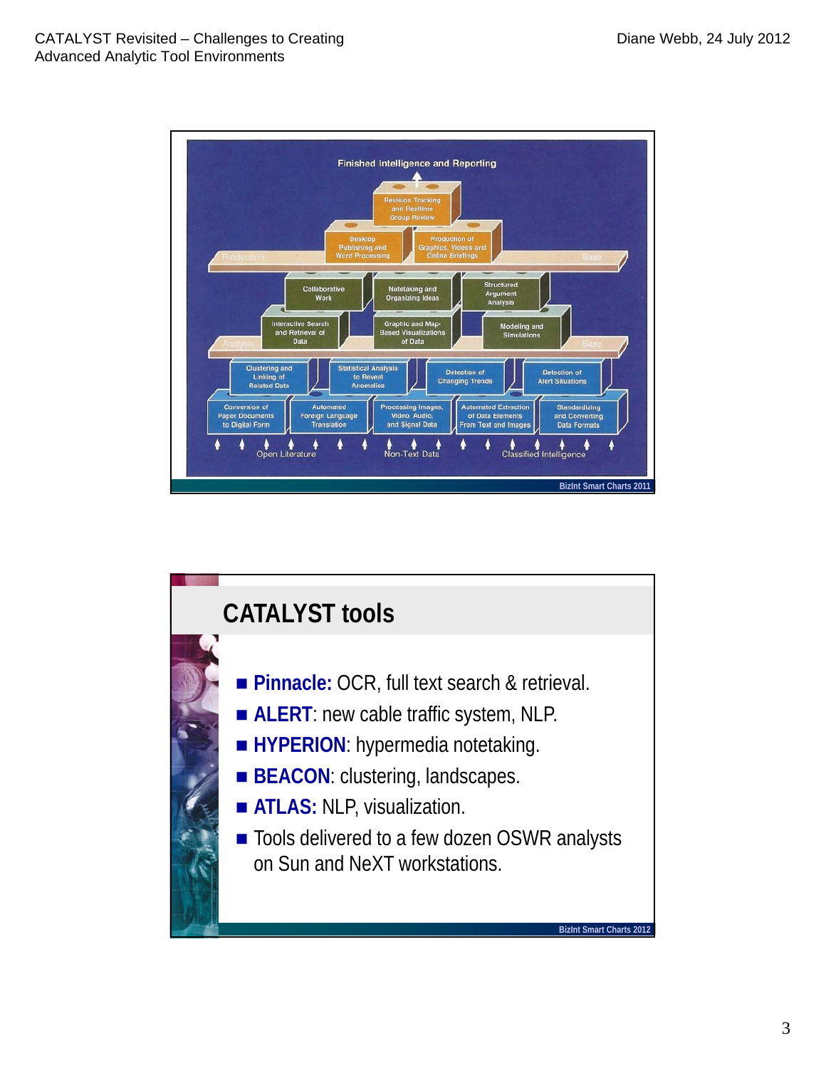Finished Intelligence and Reporting

Revision Tracking and Realtime Group Review

Desktop Publishing and Word Processing

Production of Graphics, Videos and Online Briefings

Production Base

Collaborative Work

Notetaking and Organizing Ideas

Structured Argument Analysis

Interactive Search and Retrieval of Data

Graphic and Map-Based Visualizations of Data

Modeling and Simulations

Analysis Base

Clustering and Linking of Related Data

Statistical Analysis to Reveal Anomalies

Detection of Changing Trends

Detection of Alert Situations

Conversion of Paper Documents to Digital Form

Automated Foreign Language Translation

Processing Images, Video, Audio, and Signal Data

Automated Extraction of Data Elements From Text and Images

Standardizing and Converting Data Formats

Open Literature

Non-Text Data

Classified Intelligence

BizInt Smart Charts 2011

## CATALYST tools

- **Pinnacle:** OCR, full text search & retrieval.
- **ALERT**: new cable traffic system, NLP.
- **HYPERION**: hypermedia notetaking.
- **BEACON**: clustering, landscapes.
- **ATLAS:** NLP, visualization.
- Tools delivered to a few dozen OSWR analysts on Sun and NeXT workstations.

BizInt Smart Charts 2012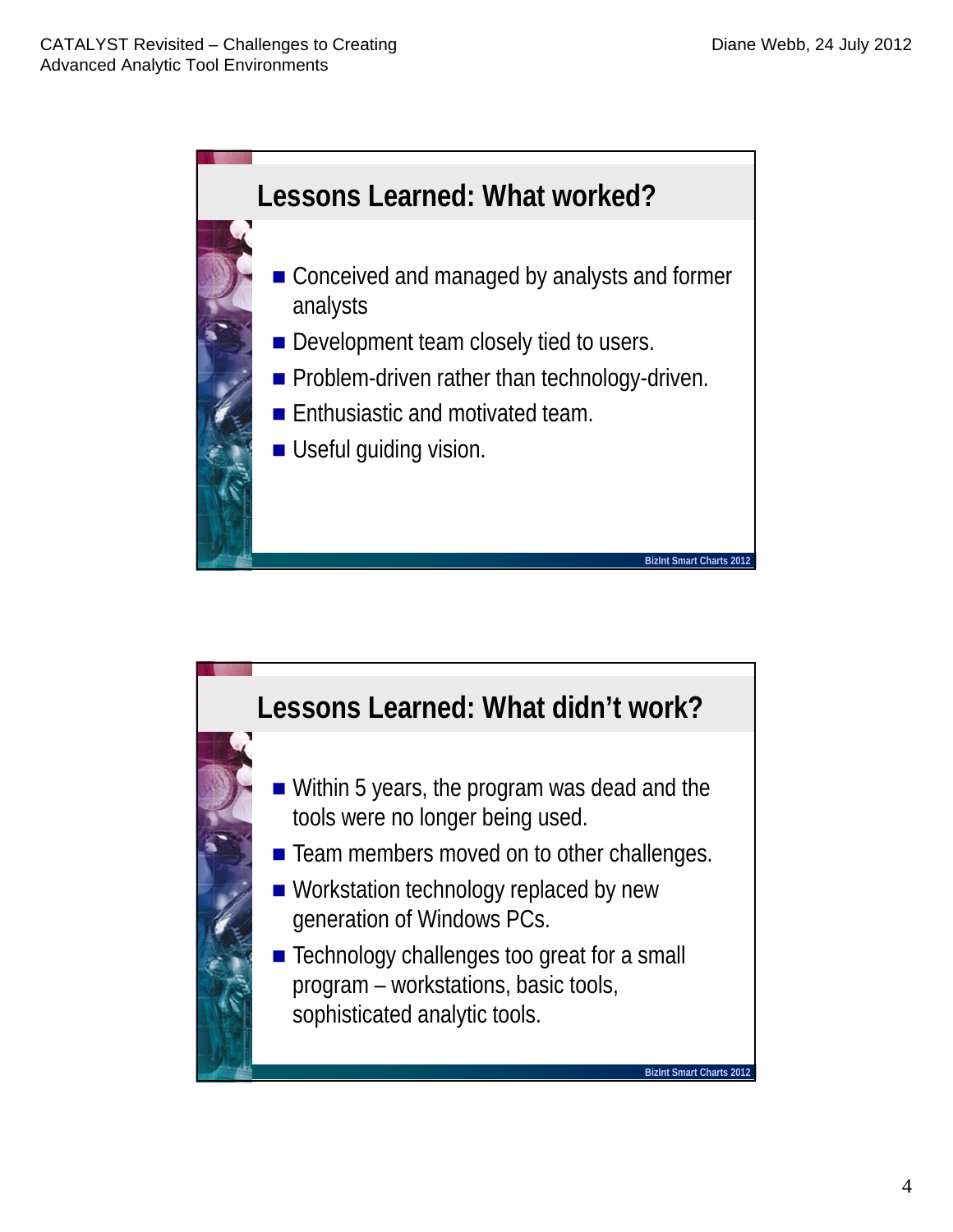## Lessons Learned: What worked?

- Conceived and managed by analysts and former analysts
- Development team closely tied to users.
- Problem-driven rather than technology-driven.
- Enthusiastic and motivated team.
- Useful guiding vision.

BizInt Smart Charts 2012

## Lessons Learned: What didn't work?

- Within 5 years, the program was dead and the tools were no longer being used.
- Team members moved on to other challenges.
- Workstation technology replaced by new generation of Windows PCs.
- Technology challenges too great for a small program – workstations, basic tools, sophisticated analytic tools.

BizInt Smart Charts 2012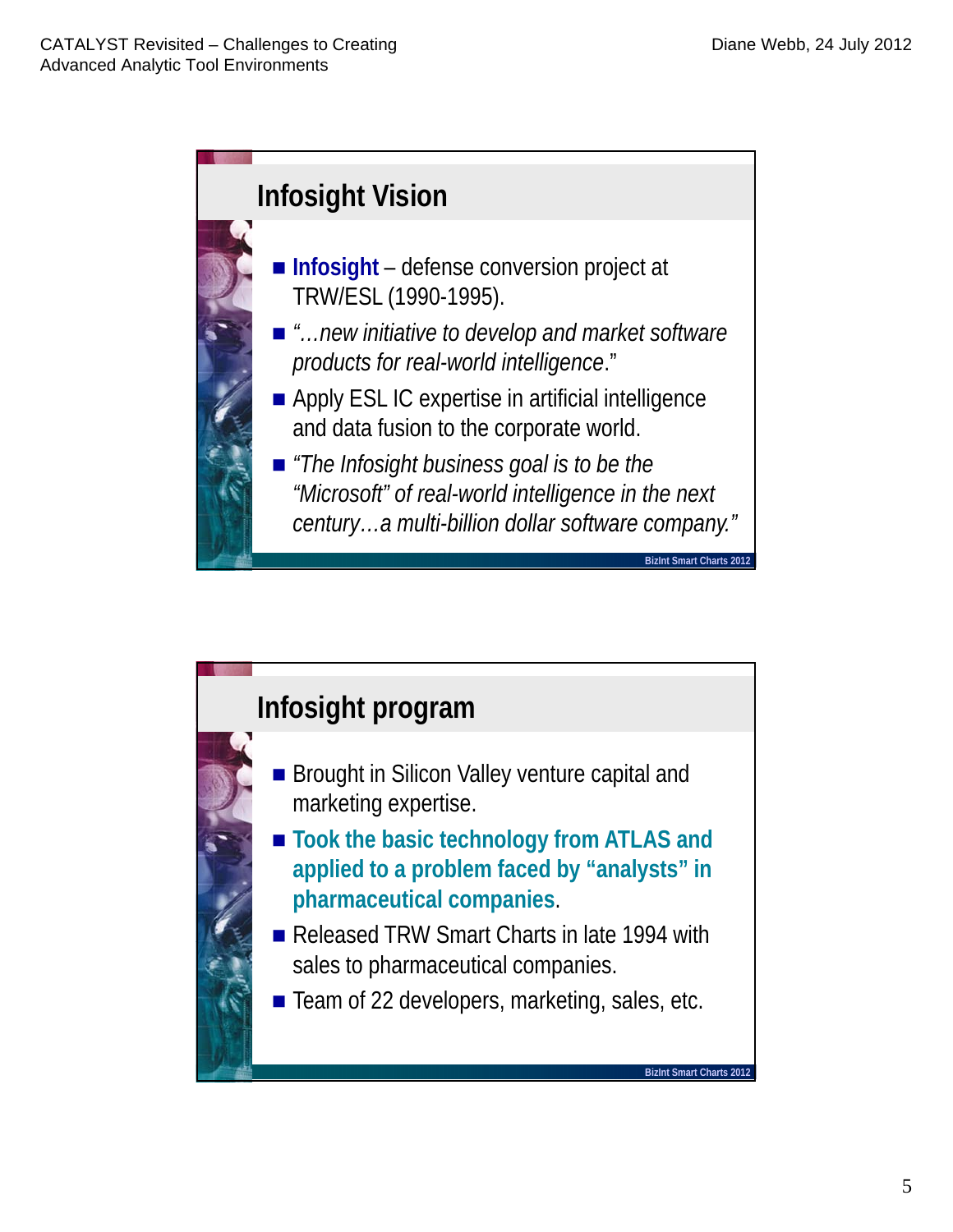## Infosight Vision

- **Infosight** – defense conversion project at TRW/ESL (1990-1995).
- *"…new initiative to develop and market software products for real-world intelligence*."
- Apply ESL IC expertise in artificial intelligence and data fusion to the corporate world.
- *"The Infosight business goal is to be the "Microsoft" of real-world intelligence in the next century…a multi-billion dollar software company."*

BizInt Smart Charts 2012

## Infosight program

- Brought in Silicon Valley venture capital and marketing expertise.
- **Took the basic technology from ATLAS and applied to a problem faced by "analysts" in pharmaceutical companies**.
- Released TRW Smart Charts in late 1994 with sales to pharmaceutical companies.
- Team of 22 developers, marketing, sales, etc.

BizInt Smart Charts 2012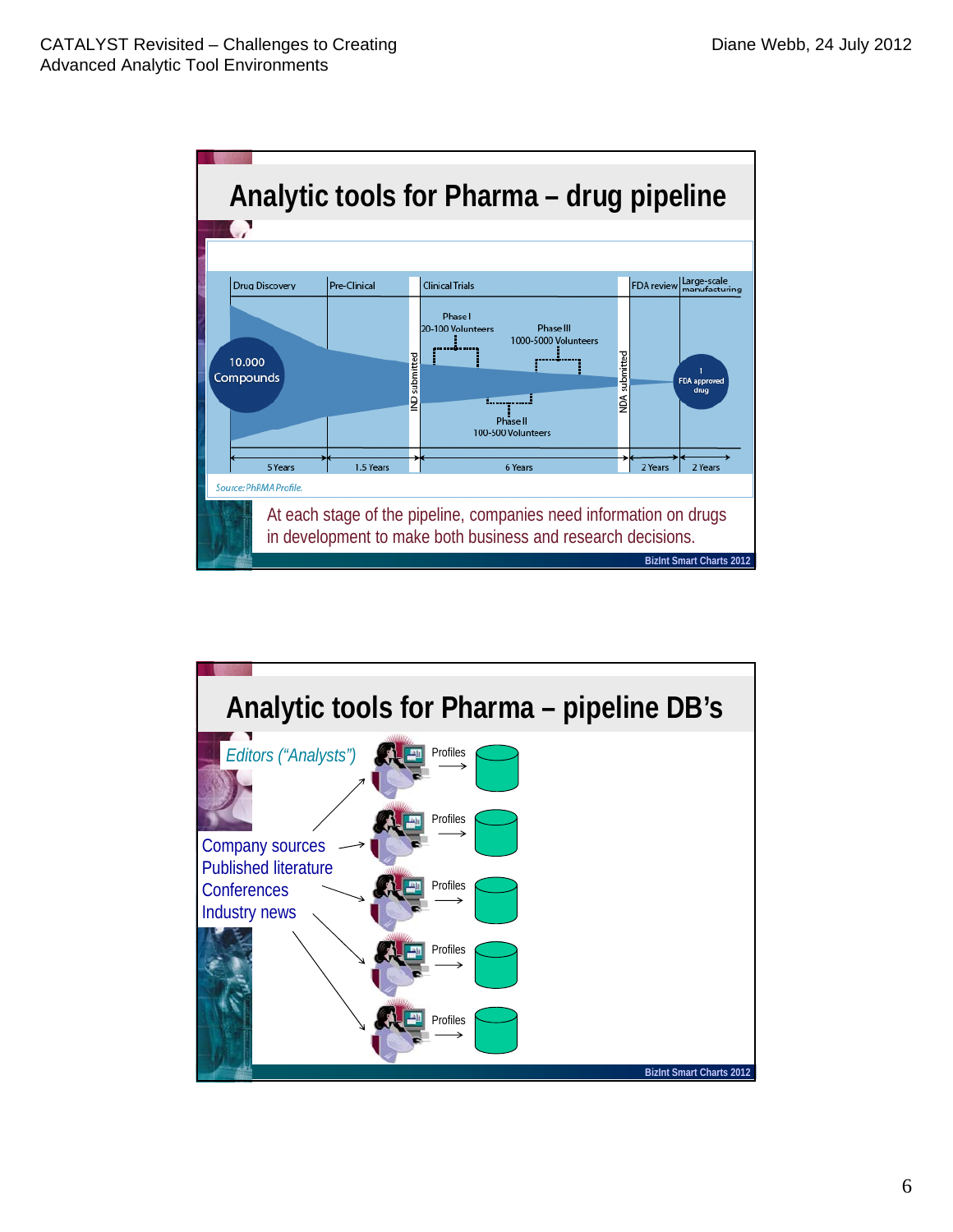## Analytic tools for Pharma – drug pipeline

Drug Discovery
Pre-Clinical
Clinical Trials
FDA review
Large-scale manufacturing

10.000 Compounds

Phase I
20-100 Volunteers

Phase III
1000-5000 Volunteers

Phase II
100-500 Volunteers

IND submitted
NDA submitted

1 FDA approved drug

5 Years
1.5 Years
6 Years
2 Years
2 Years

Source: PhRMA Profile.

At each stage of the pipeline, companies need information on drugs in development to make both business and research decisions.

BizInt Smart Charts 2012

## Analytic tools for Pharma – pipeline DB's

*Editors ("Analysts")*

Company sources
Published literature
Conferences
Industry news

Profiles
Profiles
Profiles
Profiles
Profiles

BizInt Smart Charts 2012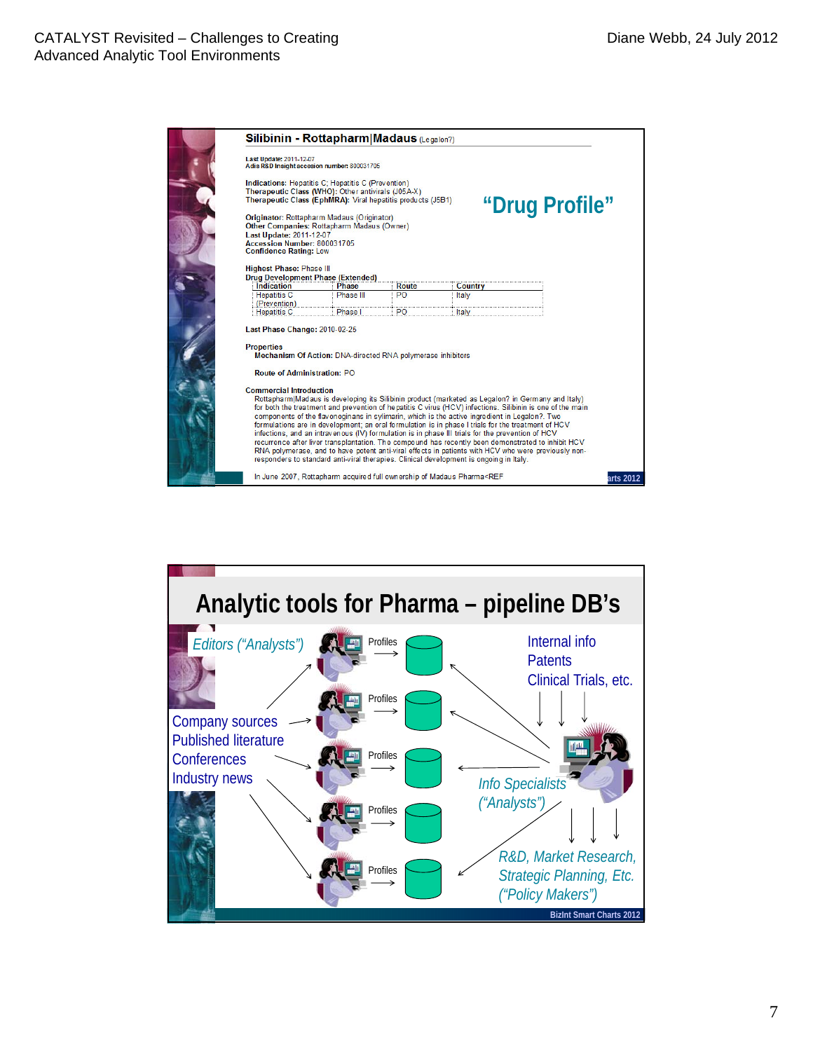## Silibinin - Rottapharm|Madaus (Legalon?)

**Last Update:** 2011-12-07
**Adis R&D Insight accession number:** 800031705

**Indications:** Hepatitis C; Hepatitis C (Prevention)
**Therapeutic Class (WHO):** Other antivirals (J05A-X)
**Therapeutic Class (EphMRA):** Viral hepatitis products (J5B1)

**Originator:** Rottapharm Madaus (Originator)
**Other Companies:** Rottapharm Madaus (Owner)
**Last Update:** 2011-12-07
**Accession Number:** 800031705
**Confidence Rating:** Low

**Highest Phase:** Phase III
**Drug Development Phase (Extended)**

| Indication | Phase | Route | Country |
|---|---|---|---|
| Hepatitis C (Prevention) | Phase III | PO | Italy |
| Hepatitis C | Phase I | PO | Italy |

**Last Phase Change:** 2010-02-25

**Properties**
**Mechanism Of Action:** DNA-directed RNA polymerase inhibitors

**Route of Administration:** PO

**Commercial Introduction**
Rottapharm|Madaus is developing its Silibinin product (marketed as Legalon? in Germany and Italy) for both the treatment and prevention of hepatitis C virus (HCV) infections. Silibinin is one of the main components of the flavonoginans in sylimarin, which is the active ingredient in Legalon?. Two formulations are in development; an oral formulation is in phase I trials for the treatment of HCV infections, and an intravenous (IV) formulation is in phase III trials for the prevention of HCV recurrence after liver transplantation. The compound has recently been demonstrated to inhibit HCV RNA polymerase, and to have potent anti-viral effects in patients with HCV who were previously non-responders to standard anti-viral therapies. Clinical development is ongoing in Italy.

In June 2007, Rottapharm acquired full ownership of Madaus Pharma<REF

**"Drug Profile"**

## Analytic tools for Pharma – pipeline DB's

*Editors ("Analysts")*

Profiles

Profiles

Profiles

Profiles

Profiles

Company sources
Published literature
Conferences
Industry news

Internal info
Patents
Clinical Trials, etc.

*Info Specialists ("Analysts")*

*R&D, Market Research, Strategic Planning, Etc. ("Policy Makers")*

BizInt Smart Charts 2012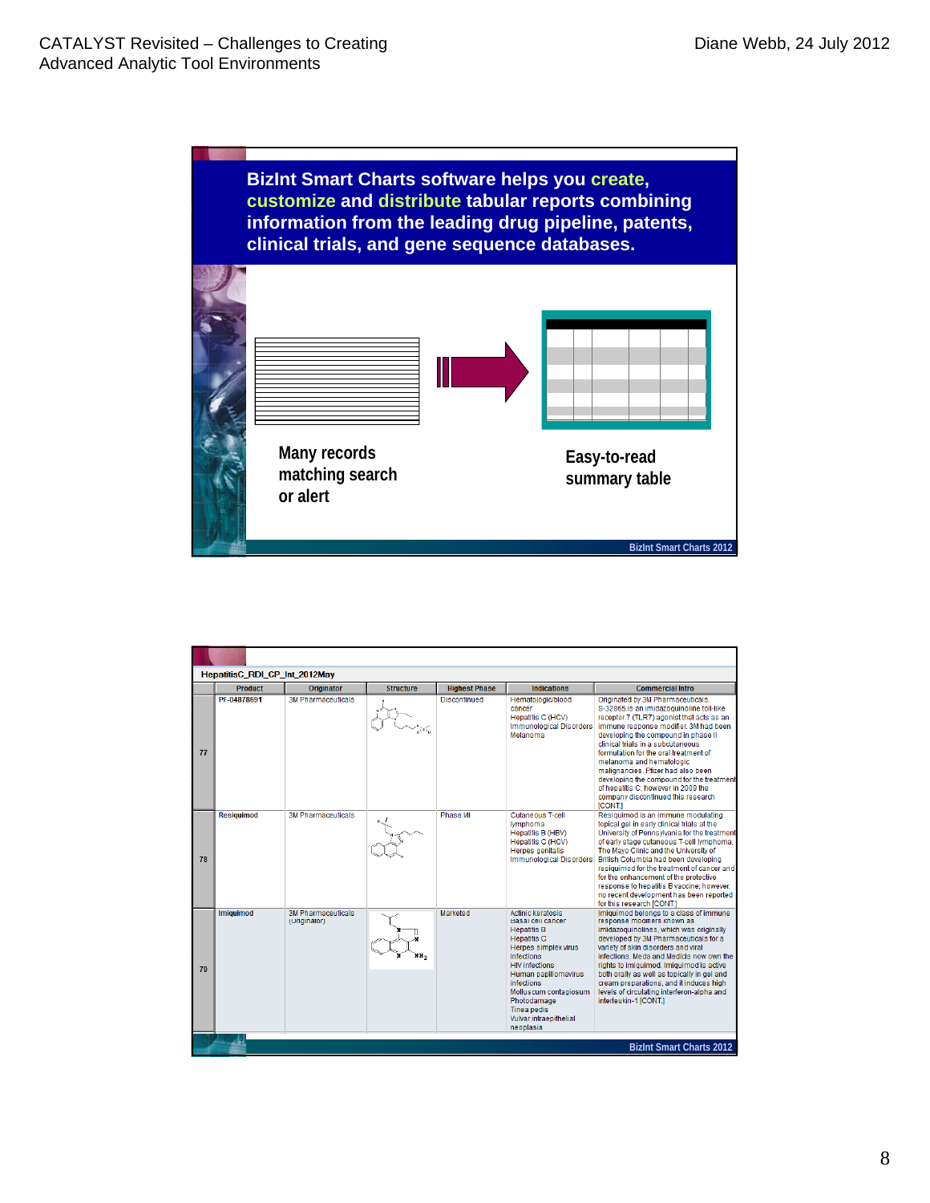**BizInt Smart Charts software helps you create, customize and distribute tabular reports combining information from the leading drug pipeline, patents, clinical trials, and gene sequence databases.**

Many records matching search or alert

Easy-to-read summary table

BizInt Smart Charts 2012

HepatitisC_RDI_CP_Int_2012May

| | Product | Originator | Structure | Highest Phase | Indications | Commercial Intro |
|---|---|---|---|---|---|---|
| 77 | PF-04878691 | 3M Pharmaceuticals | | Discontinued | Hematologic/blood cancer<br>Hepatitis C (HCV)<br>Immunological Disorders<br>Melanoma | Originated by 3M Pharmaceuticals, S-32865 is an imidazoquinoline toll-like receptor 7 (TLR7) agonist that acts as an immune response modifier. 3M had been developing the compound in phase II clinical trials in a subcutaneous formulation for the oral treatment of melanoma and hematologic malignancies. Pfizer had also been developing the compound for the treatment of hepatitis C, however in 2009 the company discontinued this research [CONT.] |
| 78 | Resiquimod | 3M Pharmaceuticals | | Phase III | Cutaneous T-cell lymphoma<br>Hepatitis B (HBV)<br>Hepatitis C (HCV)<br>Herpes genitalis<br>Immunological Disorders | Resiquimod is an immune modulating topical gel in early clinical trials at the University of Pennsylvania for the treatment of early stage cutaneous T-cell lymphoma. The Mayo Clinic and the University of British Columbia had been developing resiquimod for the treatment of cancer and for the enhancement of the protective response to hepatitis B vaccine; however, no recent development has been reported for this research [CONT.] |
| 79 | Imiquimod | 3M Pharmaceuticals (Originator) | | Marketed | Actinic keratosis<br>Basal cell cancer<br>Hepatitis B<br>Hepatitis C<br>Herpes simplex virus infections<br>HIV infections<br>Human papillomavirus infections<br>Molluscum contagiosum<br>Photodamage<br>Tinea pedis<br>Vulvar intraepithelial neoplasia | Imiquimod belongs to a class of immune response modifiers known as imidazoquinolines, which was originally developed by 3M Pharmaceuticals for a variety of skin disorders and viral infections. Meda and Medicis now own the rights to imiquimod. Imiquimod is active both orally as well as topically in gel and cream preparations, and it induces high levels of circulating interferon-alpha and interleukin-1 [CONT.] |

BizInt Smart Charts 2012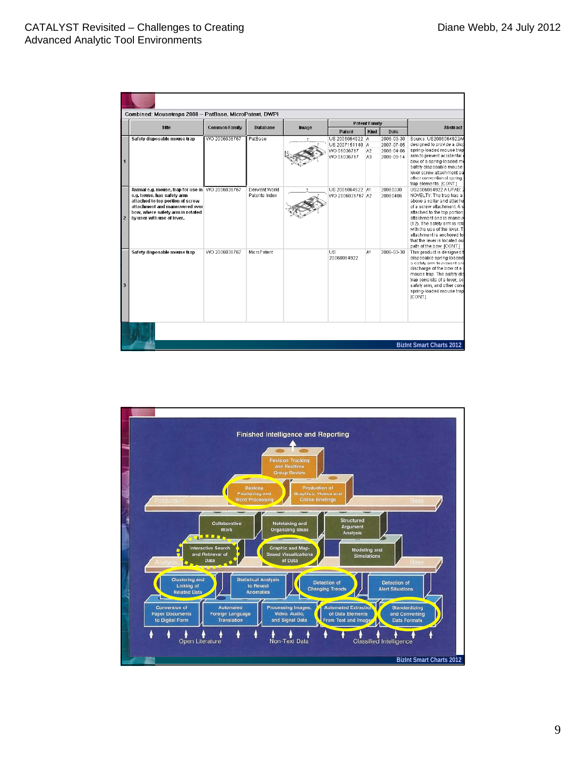Combined: Mousetraps 2008 – PatBase, MicroPatent, DWPI

| | Title | Common Family | Database | Image | Patent Family | | | Abstract |
|---|---|---|---|---|---|---|---|---|
| | | | | | Patent | Kind | Date | |
| 1 | Safety disposable mouse trap | WO 2006036767 | PatBase | | US 2006064922<br>US 2007151140<br>WO 06036767<br>WO 06036767 | A<br>A<br>A2<br>A3 | 2006-03-30<br>2007-07-05<br>2006-04-06<br>2006-09-14 | Source: US2006064922A designed to provide a disp spring-loaded mouse trap arm to prevent accidental bow of a spring-loaded m safety disposable mouse lever screw attachment sa other conventional spring trap elements. [CONT.] |
| 2 | Animal e.g. mouse, trap for use in e.g. house, has safety arm attached to top portion of screw attachment and maneuvered over bow, where safety arm is rotated by user with use of lever. | WO 2006036767 | Derwent World Patents Index | | US 2006064922<br>WO 2006036767 | A1<br>A2 | 20060330<br>20060406 | US2006064922 A UPAB: 2 NOVELTY: The trap has a above a collar and attache of a screw attachment. A s attached to the top portion attachment and is maneuv (12). The safety arm is rota with the use of the lever. T attachment is anchored to that the lever is located ou path of the bow. [CONT.] |
| 3 | Safety disposable mouse trap | WO 2006036767 | MicroPatent | | US 20060064922 | A1 | 2006-03-30 | This product is designed t disposable spring-loaded a safety arm to prevent a discharge of the bow of a mouse trap. The safety dis trap consists of a lever, sc safety arm, and other conv spring-loaded mouse trap [CONT.] |

BizInt Smart Charts 2012

Finished Intelligence and Reporting

Revision Tracking and Realtime Group Review

Desktop Publishing and Word Processing

Production of Graphics, Videos and Online Briefings

Production Base

Collaborative Work

Notetaking and Organizing Ideas

Structured Argument Analysis

Interactive Search and Retrieval of Data

Graphic and Map-Based Visualizations of Data

Modeling and Simulations

Analysis Base

Clustering and Linking of Related Data

Statistical Analysis to Reveal Anomalies

Detection of Changing Trends

Detection of Alert Situations

Conversion of Paper Documents to Digital Form

Automated Foreign Language Translation

Processing Images, Video, Audio, and Signal Data

Automated Extraction of Data Elements From Text and Images

Standardizing and Converting Data Formats

Open Literature

Non-Text Data

Classified Intelligence

BizInt Smart Charts 2012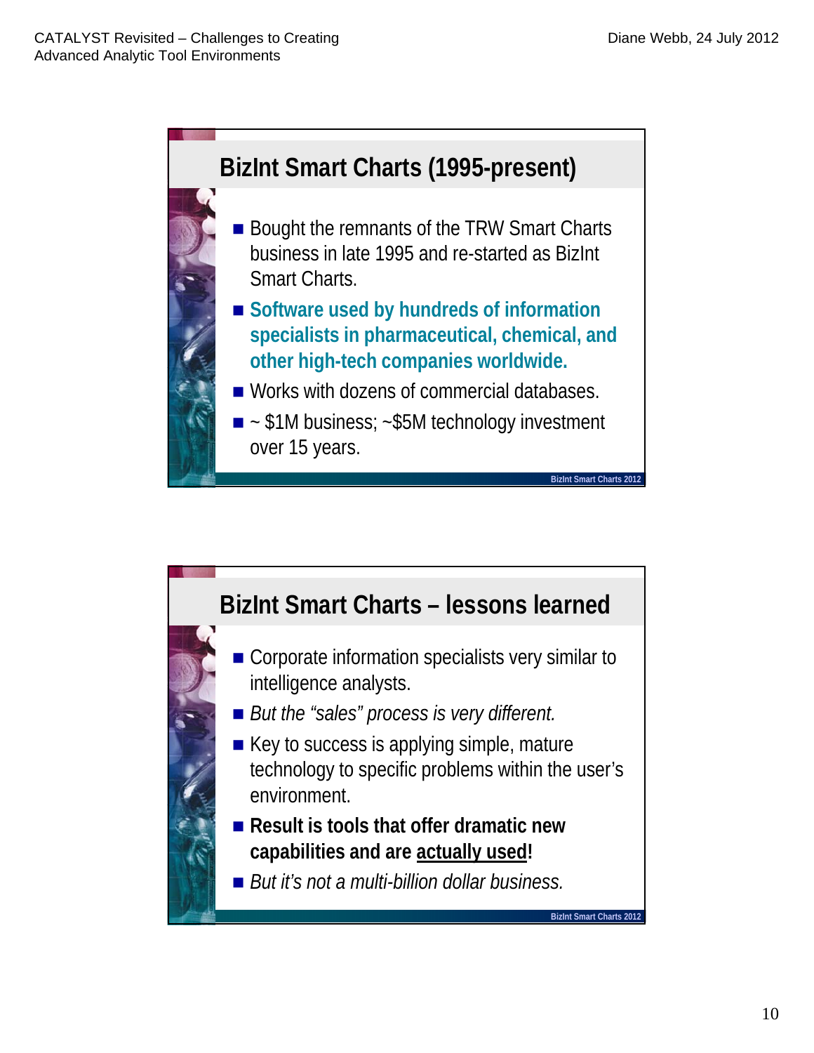## BizInt Smart Charts (1995-present)

- Bought the remnants of the TRW Smart Charts business in late 1995 and re-started as BizInt Smart Charts.
- **Software used by hundreds of information specialists in pharmaceutical, chemical, and other high-tech companies worldwide.**
- Works with dozens of commercial databases.
- ~ $1M business; ~$5M technology investment over 15 years.

BizInt Smart Charts 2012

## BizInt Smart Charts – lessons learned

- Corporate information specialists very similar to intelligence analysts.
- *But the "sales" process is very different.*
- Key to success is applying simple, mature technology to specific problems within the user's environment.
- **Result is tools that offer dramatic new capabilities and are actually used!**
- *But it's not a multi-billion dollar business.*

BizInt Smart Charts 2012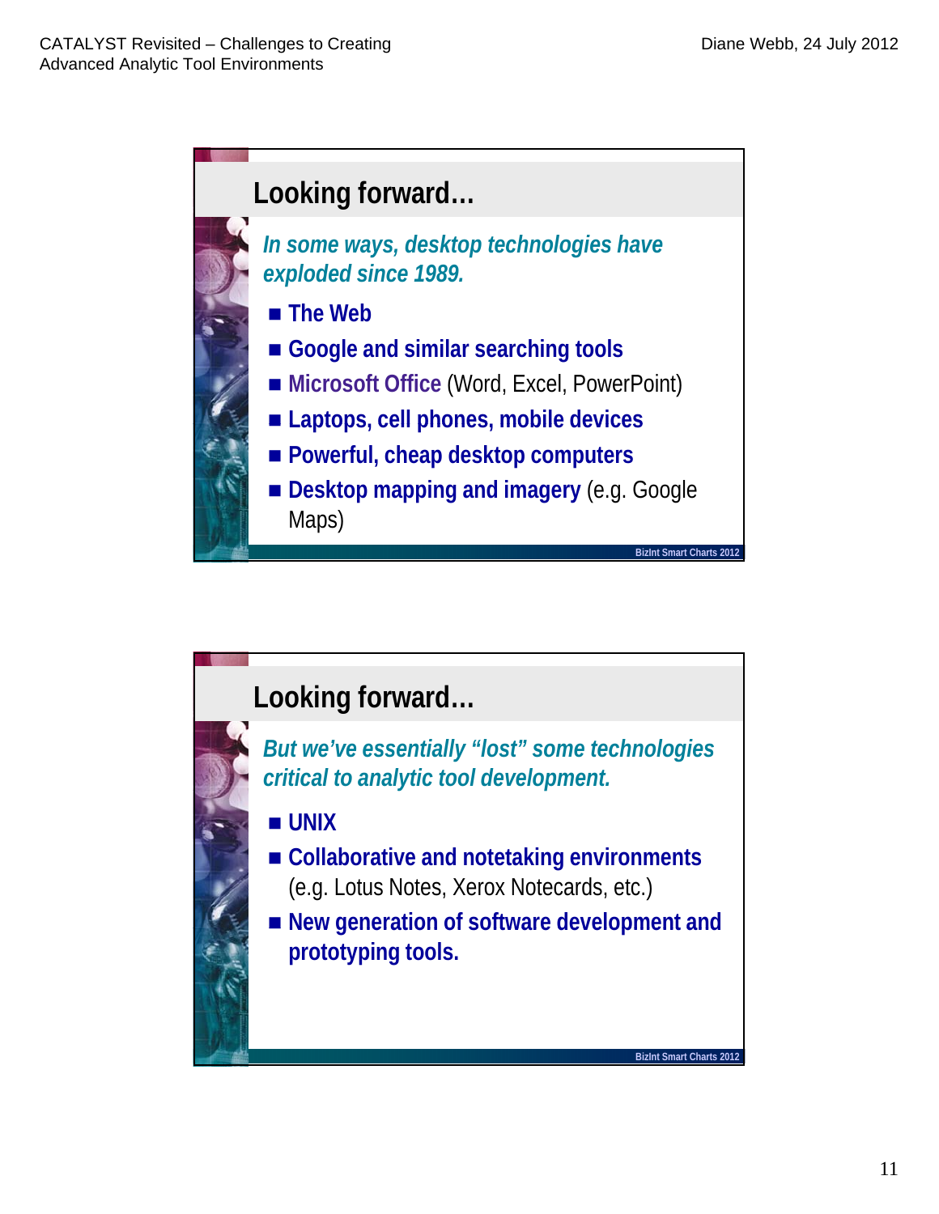## Looking forward…

*In some ways, desktop technologies have exploded since 1989.*

- **The Web**
- **Google and similar searching tools**
- **Microsoft Office** (Word, Excel, PowerPoint)
- **Laptops, cell phones, mobile devices**
- **Powerful, cheap desktop computers**
- **Desktop mapping and imagery** (e.g. Google Maps)

BizInt Smart Charts 2012

## Looking forward…

*But we've essentially "lost" some technologies critical to analytic tool development.*

- **UNIX**
- **Collaborative and notetaking environments** (e.g. Lotus Notes, Xerox Notecards, etc.)
- **New generation of software development and prototyping tools.**

BizInt Smart Charts 2012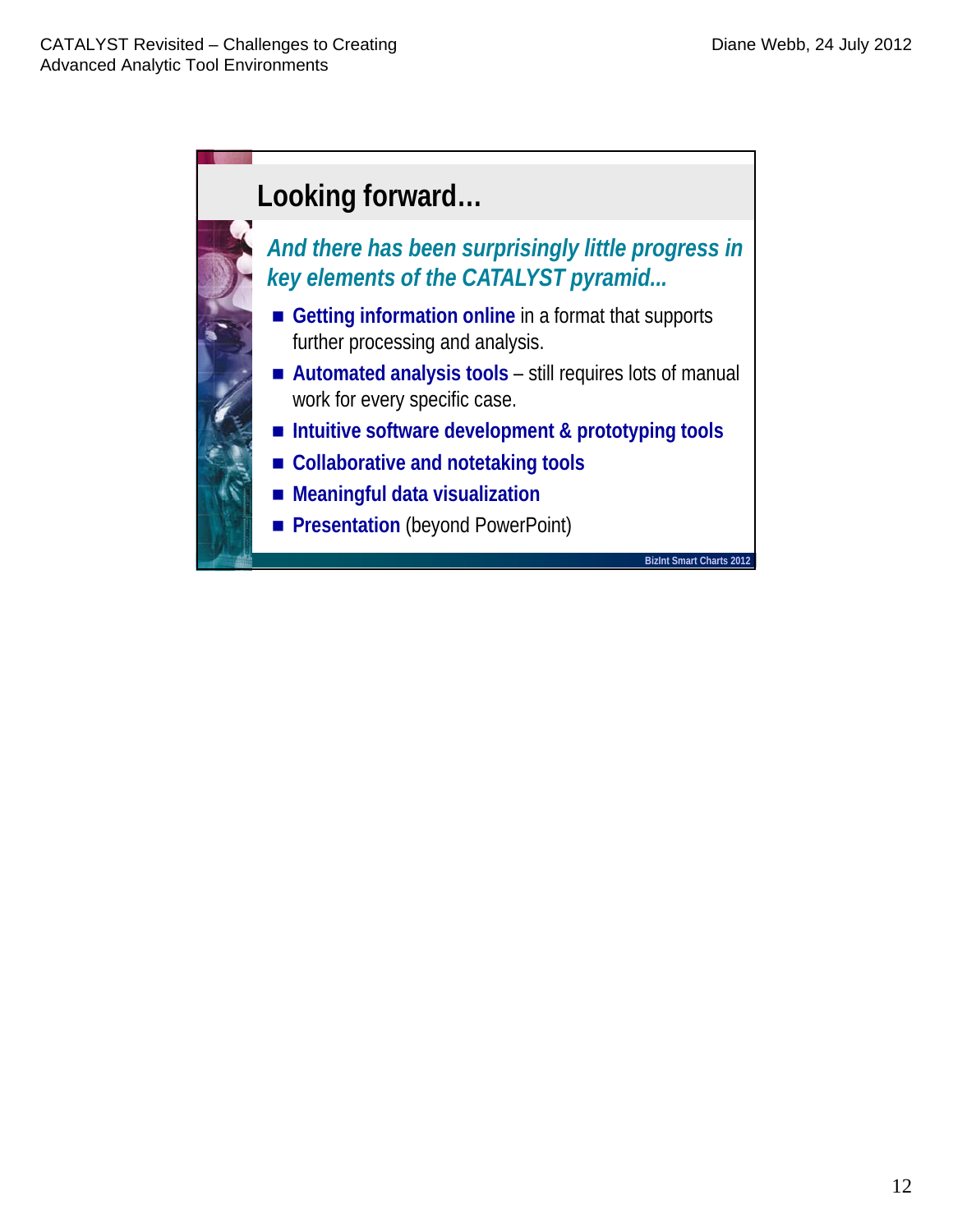## Looking forward…

*And there has been surprisingly little progress in key elements of the CATALYST pyramid…*

- **Getting information online** in a format that supports further processing and analysis.
- **Automated analysis tools** – still requires lots of manual work for every specific case.
- **Intuitive software development & prototyping tools**
- **Collaborative and notetaking tools**
- **Meaningful data visualization**
- **Presentation** (beyond PowerPoint)

BizInt Smart Charts 2012